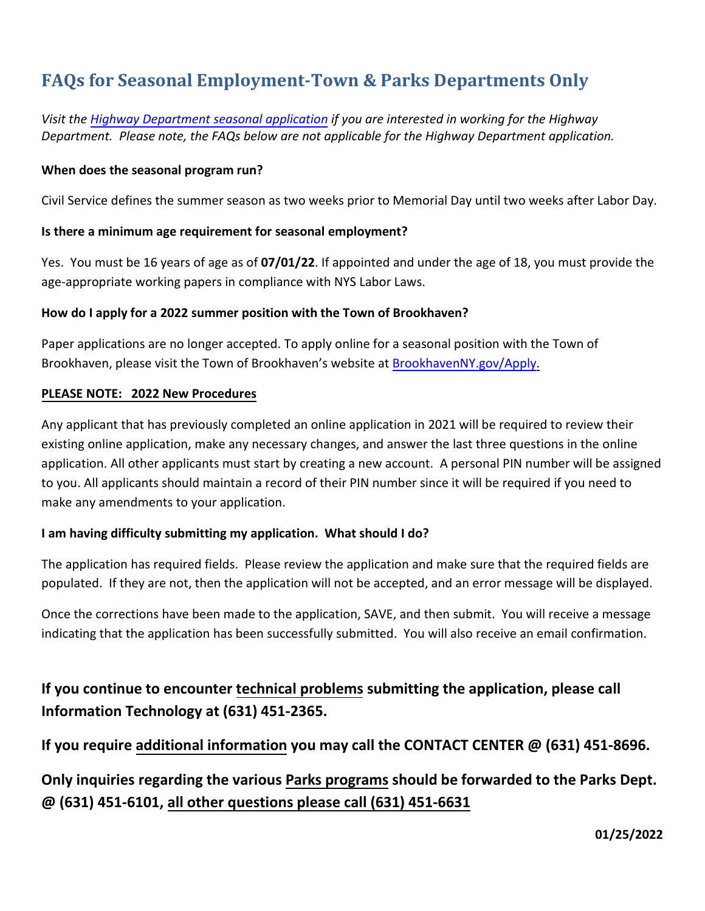# FAQs for Seasonal Employment-Town & Parks Departments Only

*Visit the [Highway Department seasonal application](#) if you are interested in working for the Highway Department. Please note, the FAQs below are not applicable for the Highway Department application.*

**When does the seasonal program run?**

Civil Service defines the summer season as two weeks prior to Memorial Day until two weeks after Labor Day.

**Is there a minimum age requirement for seasonal employment?**

Yes. You must be 16 years of age as of **07/01/22**. If appointed and under the age of 18, you must provide the age-appropriate working papers in compliance with NYS Labor Laws.

**How do I apply for a 2022 summer position with the Town of Brookhaven?**

Paper applications are no longer accepted. To apply online for a seasonal position with the Town of Brookhaven, please visit the Town of Brookhaven's website at [BrookhavenNY.gov/Apply](#).

**PLEASE NOTE: 2022 New Procedures**

Any applicant that has previously completed an online application in 2021 will be required to review their existing online application, make any necessary changes, and answer the last three questions in the online application. All other applicants must start by creating a new account. A personal PIN number will be assigned to you. All applicants should maintain a record of their PIN number since it will be required if you need to make any amendments to your application.

**I am having difficulty submitting my application. What should I do?**

The application has required fields. Please review the application and make sure that the required fields are populated. If they are not, then the application will not be accepted, and an error message will be displayed.

Once the corrections have been made to the application, SAVE, and then submit. You will receive a message indicating that the application has been successfully submitted. You will also receive an email confirmation.

**If you continue to encounter technical problems submitting the application, please call Information Technology at (631) 451-2365.**

**If you require additional information you may call the CONTACT CENTER @ (631) 451-8696.**

**Only inquiries regarding the various Parks programs should be forwarded to the Parks Dept. @ (631) 451-6101, all other questions please call (631) 451-6631**

**01/25/2022**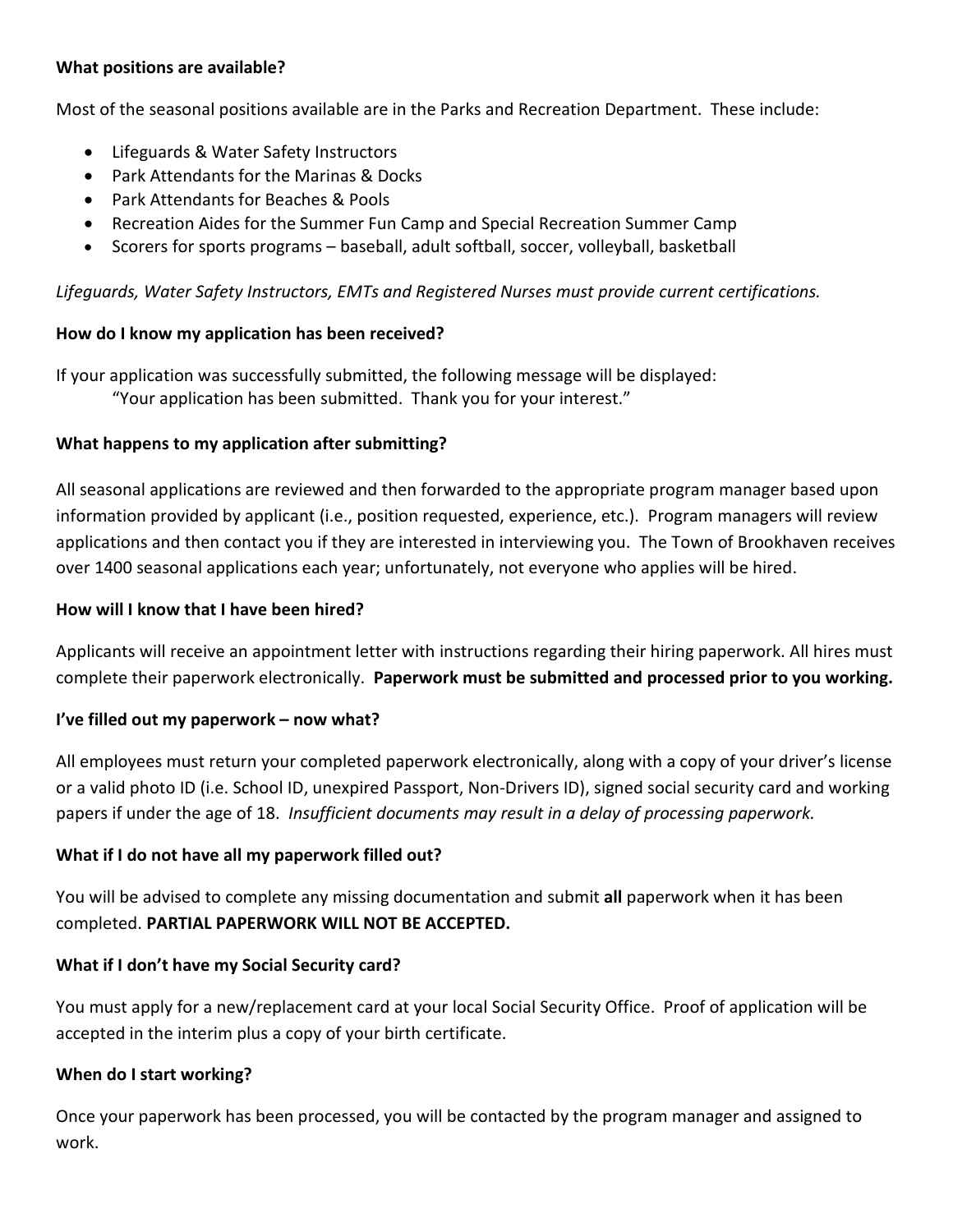**What positions are available?**

Most of the seasonal positions available are in the Parks and Recreation Department. These include:

- Lifeguards & Water Safety Instructors
- Park Attendants for the Marinas & Docks
- Park Attendants for Beaches & Pools
- Recreation Aides for the Summer Fun Camp and Special Recreation Summer Camp
- Scorers for sports programs – baseball, adult softball, soccer, volleyball, basketball

*Lifeguards, Water Safety Instructors, EMTs and Registered Nurses must provide current certifications.*

**How do I know my application has been received?**

If your application was successfully submitted, the following message will be displayed:

"Your application has been submitted. Thank you for your interest."

**What happens to my application after submitting?**

All seasonal applications are reviewed and then forwarded to the appropriate program manager based upon information provided by applicant (i.e., position requested, experience, etc.). Program managers will review applications and then contact you if they are interested in interviewing you. The Town of Brookhaven receives over 1400 seasonal applications each year; unfortunately, not everyone who applies will be hired.

**How will I know that I have been hired?**

Applicants will receive an appointment letter with instructions regarding their hiring paperwork. All hires must complete their paperwork electronically. **Paperwork must be submitted and processed prior to you working.**

**I've filled out my paperwork – now what?**

All employees must return your completed paperwork electronically, along with a copy of your driver's license or a valid photo ID (i.e. School ID, unexpired Passport, Non-Drivers ID), signed social security card and working papers if under the age of 18. *Insufficient documents may result in a delay of processing paperwork.*

**What if I do not have all my paperwork filled out?**

You will be advised to complete any missing documentation and submit **all** paperwork when it has been completed. **PARTIAL PAPERWORK WILL NOT BE ACCEPTED.**

**What if I don't have my Social Security card?**

You must apply for a new/replacement card at your local Social Security Office. Proof of application will be accepted in the interim plus a copy of your birth certificate.

**When do I start working?**

Once your paperwork has been processed, you will be contacted by the program manager and assigned to work.